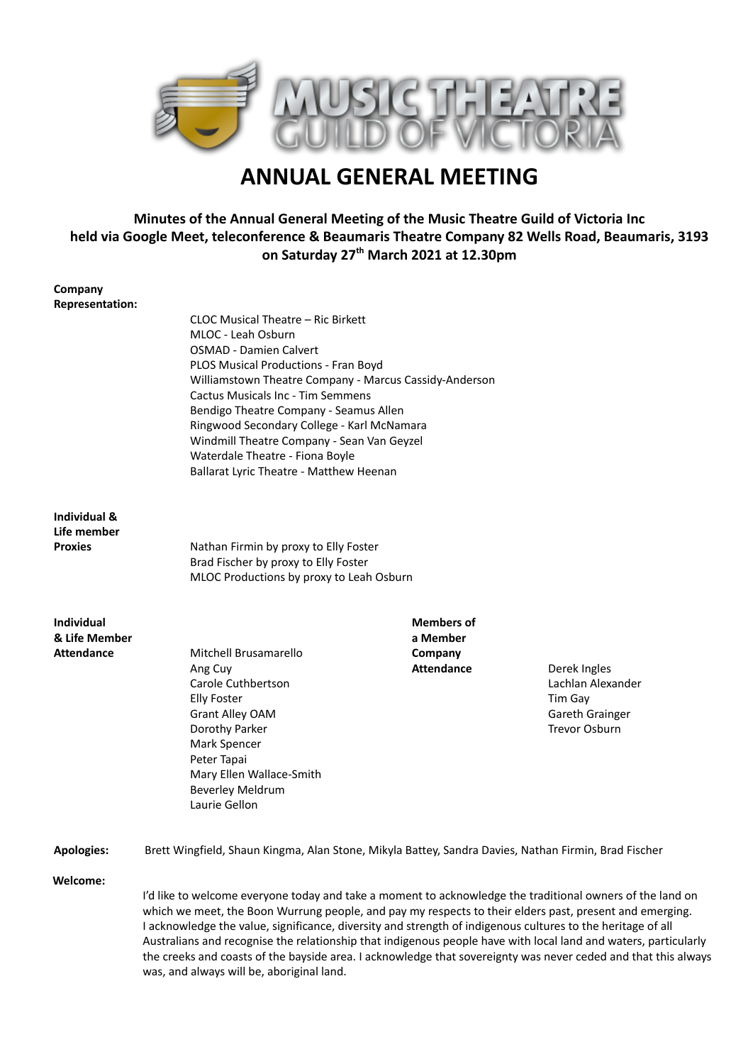# ANNUAL GENERAL MEETING

**Minutes of the Annual General Meeting of the Music Theatre Guild of Victoria Inc held via Google Meet, teleconference & Beaumaris Theatre Company 82 Wells Road, Beaumaris, 3193 on Saturday 27th March 2021 at 12.30pm**

**Company Representation:**

CLOC Musical Theatre – Ric Birkett
MLOC - Leah Osburn
OSMAD - Damien Calvert
PLOS Musical Productions - Fran Boyd
Williamstown Theatre Company - Marcus Cassidy-Anderson
Cactus Musicals Inc - Tim Semmens
Bendigo Theatre Company - Seamus Allen
Ringwood Secondary College - Karl McNamara
Windmill Theatre Company - Sean Van Geyzel
Waterdale Theatre - Fiona Boyle
Ballarat Lyric Theatre - Matthew Heenan

**Individual & Life member Proxies**

Nathan Firmin by proxy to Elly Foster
Brad Fischer by proxy to Elly Foster
MLOC Productions by proxy to Leah Osburn

**Individual & Life Member Attendance**

Mitchell Brusamarello
Ang Cuy
Carole Cuthbertson
Elly Foster
Grant Alley OAM
Dorothy Parker
Mark Spencer
Peter Tapai
Mary Ellen Wallace-Smith
Beverley Meldrum
Laurie Gellon

**Members of a Member Company Attendance**

Derek Ingles
Lachlan Alexander
Tim Gay
Gareth Grainger
Trevor Osburn

**Apologies:** Brett Wingfield, Shaun Kingma, Alan Stone, Mikyla Battey, Sandra Davies, Nathan Firmin, Brad Fischer

**Welcome:**

I'd like to welcome everyone today and take a moment to acknowledge the traditional owners of the land on which we meet, the Boon Wurrung people, and pay my respects to their elders past, present and emerging. I acknowledge the value, significance, diversity and strength of indigenous cultures to the heritage of all Australians and recognise the relationship that indigenous people have with local land and waters, particularly the creeks and coasts of the bayside area. I acknowledge that sovereignty was never ceded and that this always was, and always will be, aboriginal land.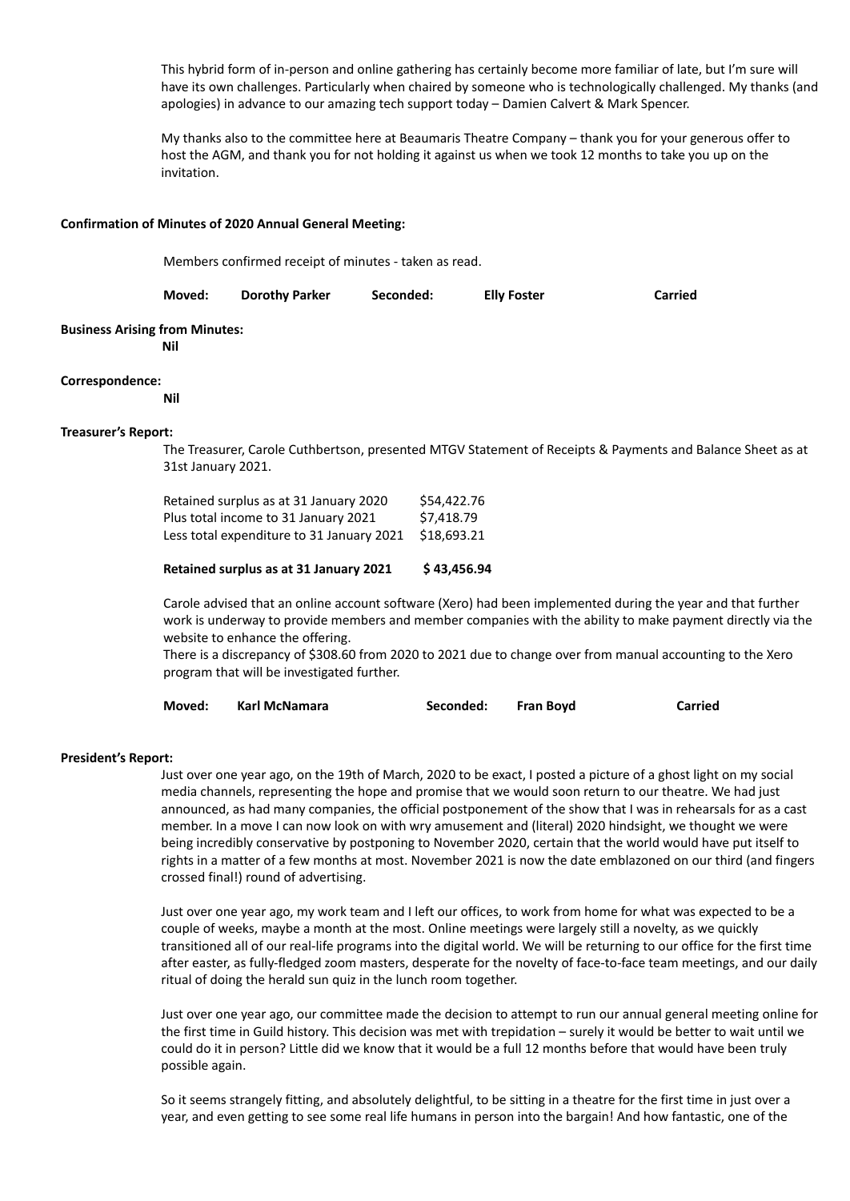This hybrid form of in-person and online gathering has certainly become more familiar of late, but I'm sure will have its own challenges. Particularly when chaired by someone who is technologically challenged. My thanks (and apologies) in advance to our amazing tech support today – Damien Calvert & Mark Spencer.

My thanks also to the committee here at Beaumaris Theatre Company – thank you for your generous offer to host the AGM, and thank you for not holding it against us when we took 12 months to take you up on the invitation.

**Confirmation of Minutes of 2020 Annual General Meeting:**

Members confirmed receipt of minutes - taken as read.

**Moved:** **Dorothy Parker** **Seconded:** **Elly Foster** **Carried**

**Business Arising from Minutes:**

**Nil**

**Correspondence:**

**Nil**

**Treasurer's Report:**

The Treasurer, Carole Cuthbertson, presented MTGV Statement of Receipts & Payments and Balance Sheet as at 31st January 2021.

| | |
|---|---|
| Retained surplus as at 31 January 2020 | $54,422.76 |
| Plus total income to 31 January 2021 | $7,418.79 |
| Less total expenditure to 31 January 2021 | $18,693.21 |
| **Retained surplus as at 31 January 2021** | **$ 43,456.94** |

Carole advised that an online account software (Xero) had been implemented during the year and that further work is underway to provide members and member companies with the ability to make payment directly via the website to enhance the offering.

There is a discrepancy of $308.60 from 2020 to 2021 due to change over from manual accounting to the Xero program that will be investigated further.

**Moved:** **Karl McNamara** **Seconded:** **Fran Boyd** **Carried**

**President's Report:**

Just over one year ago, on the 19th of March, 2020 to be exact, I posted a picture of a ghost light on my social media channels, representing the hope and promise that we would soon return to our theatre. We had just announced, as had many companies, the official postponement of the show that I was in rehearsals for as a cast member. In a move I can now look on with wry amusement and (literal) 2020 hindsight, we thought we were being incredibly conservative by postponing to November 2020, certain that the world would have put itself to rights in a matter of a few months at most. November 2021 is now the date emblazoned on our third (and fingers crossed final!) round of advertising.

Just over one year ago, my work team and I left our offices, to work from home for what was expected to be a couple of weeks, maybe a month at the most. Online meetings were largely still a novelty, as we quickly transitioned all of our real-life programs into the digital world. We will be returning to our office for the first time after easter, as fully-fledged zoom masters, desperate for the novelty of face-to-face team meetings, and our daily ritual of doing the herald sun quiz in the lunch room together.

Just over one year ago, our committee made the decision to attempt to run our annual general meeting online for the first time in Guild history. This decision was met with trepidation – surely it would be better to wait until we could do it in person? Little did we know that it would be a full 12 months before that would have been truly possible again.

So it seems strangely fitting, and absolutely delightful, to be sitting in a theatre for the first time in just over a year, and even getting to see some real life humans in person into the bargain! And how fantastic, one of the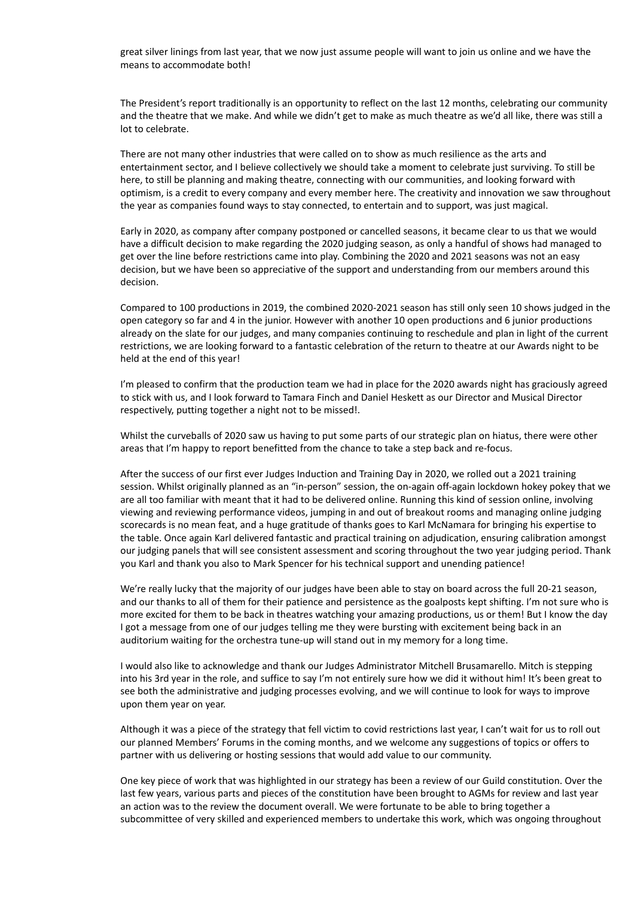great silver linings from last year, that we now just assume people will want to join us online and we have the means to accommodate both!

The President's report traditionally is an opportunity to reflect on the last 12 months, celebrating our community and the theatre that we make. And while we didn't get to make as much theatre as we'd all like, there was still a lot to celebrate.

There are not many other industries that were called on to show as much resilience as the arts and entertainment sector, and I believe collectively we should take a moment to celebrate just surviving. To still be here, to still be planning and making theatre, connecting with our communities, and looking forward with optimism, is a credit to every company and every member here. The creativity and innovation we saw throughout the year as companies found ways to stay connected, to entertain and to support, was just magical.

Early in 2020, as company after company postponed or cancelled seasons, it became clear to us that we would have a difficult decision to make regarding the 2020 judging season, as only a handful of shows had managed to get over the line before restrictions came into play. Combining the 2020 and 2021 seasons was not an easy decision, but we have been so appreciative of the support and understanding from our members around this decision.

Compared to 100 productions in 2019, the combined 2020-2021 season has still only seen 10 shows judged in the open category so far and 4 in the junior. However with another 10 open productions and 6 junior productions already on the slate for our judges, and many companies continuing to reschedule and plan in light of the current restrictions, we are looking forward to a fantastic celebration of the return to theatre at our Awards night to be held at the end of this year!

I'm pleased to confirm that the production team we had in place for the 2020 awards night has graciously agreed to stick with us, and I look forward to Tamara Finch and Daniel Heskett as our Director and Musical Director respectively, putting together a night not to be missed!.

Whilst the curveballs of 2020 saw us having to put some parts of our strategic plan on hiatus, there were other areas that I'm happy to report benefitted from the chance to take a step back and re-focus.

After the success of our first ever Judges Induction and Training Day in 2020, we rolled out a 2021 training session. Whilst originally planned as an "in-person" session, the on-again off-again lockdown hokey pokey that we are all too familiar with meant that it had to be delivered online. Running this kind of session online, involving viewing and reviewing performance videos, jumping in and out of breakout rooms and managing online judging scorecards is no mean feat, and a huge gratitude of thanks goes to Karl McNamara for bringing his expertise to the table. Once again Karl delivered fantastic and practical training on adjudication, ensuring calibration amongst our judging panels that will see consistent assessment and scoring throughout the two year judging period. Thank you Karl and thank you also to Mark Spencer for his technical support and unending patience!

We're really lucky that the majority of our judges have been able to stay on board across the full 20-21 season, and our thanks to all of them for their patience and persistence as the goalposts kept shifting. I'm not sure who is more excited for them to be back in theatres watching your amazing productions, us or them! But I know the day I got a message from one of our judges telling me they were bursting with excitement being back in an auditorium waiting for the orchestra tune-up will stand out in my memory for a long time.

I would also like to acknowledge and thank our Judges Administrator Mitchell Brusamarello. Mitch is stepping into his 3rd year in the role, and suffice to say I'm not entirely sure how we did it without him! It's been great to see both the administrative and judging processes evolving, and we will continue to look for ways to improve upon them year on year.

Although it was a piece of the strategy that fell victim to covid restrictions last year, I can't wait for us to roll out our planned Members' Forums in the coming months, and we welcome any suggestions of topics or offers to partner with us delivering or hosting sessions that would add value to our community.

One key piece of work that was highlighted in our strategy has been a review of our Guild constitution. Over the last few years, various parts and pieces of the constitution have been brought to AGMs for review and last year an action was to the review the document overall. We were fortunate to be able to bring together a subcommittee of very skilled and experienced members to undertake this work, which was ongoing throughout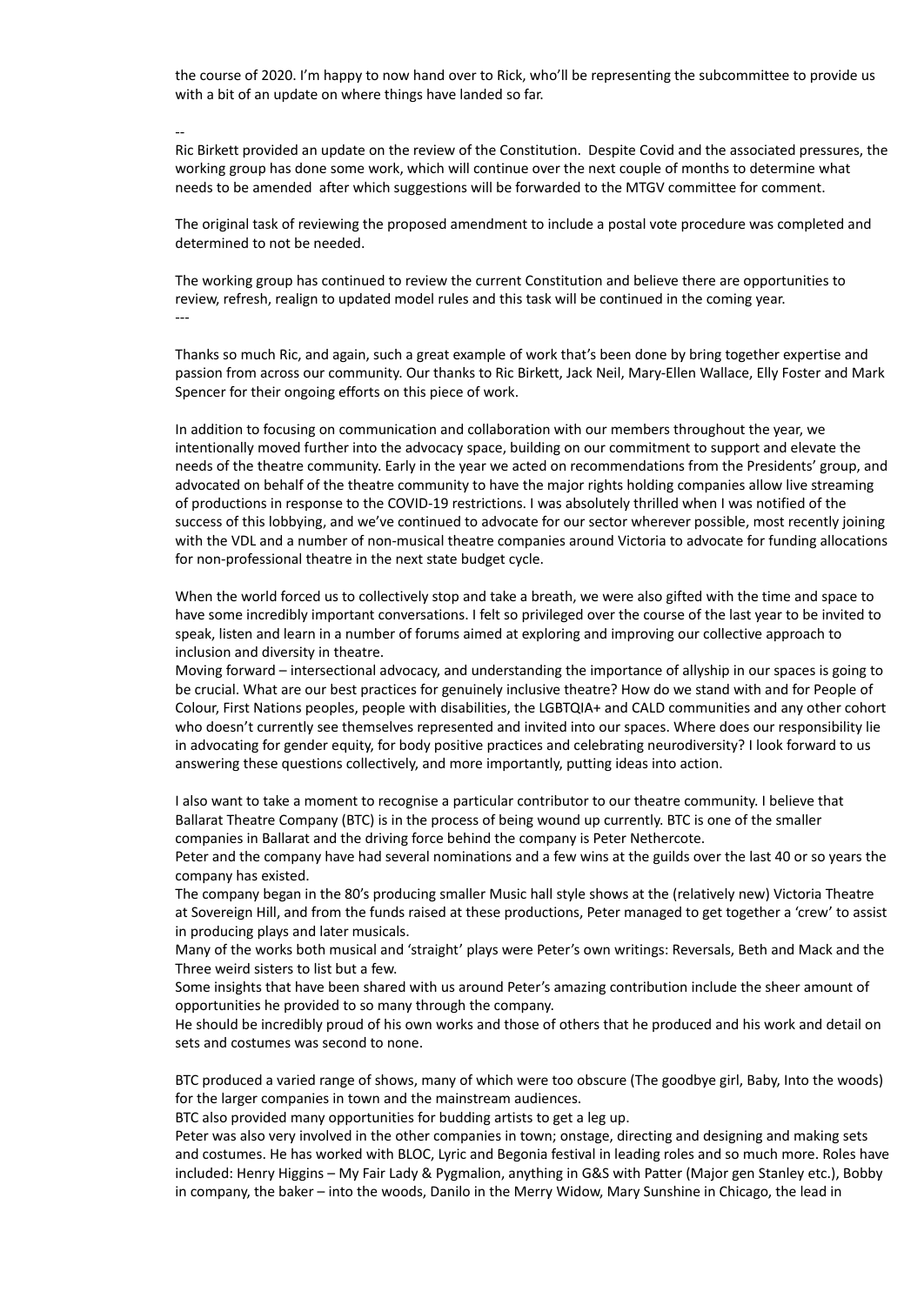the course of 2020. I'm happy to now hand over to Rick, who'll be representing the subcommittee to provide us with a bit of an update on where things have landed so far.

--

Ric Birkett provided an update on the review of the Constitution. Despite Covid and the associated pressures, the working group has done some work, which will continue over the next couple of months to determine what needs to be amended after which suggestions will be forwarded to the MTGV committee for comment.

The original task of reviewing the proposed amendment to include a postal vote procedure was completed and determined to not be needed.

The working group has continued to review the current Constitution and believe there are opportunities to review, refresh, realign to updated model rules and this task will be continued in the coming year.

---

Thanks so much Ric, and again, such a great example of work that's been done by bring together expertise and passion from across our community. Our thanks to Ric Birkett, Jack Neil, Mary-Ellen Wallace, Elly Foster and Mark Spencer for their ongoing efforts on this piece of work.

In addition to focusing on communication and collaboration with our members throughout the year, we intentionally moved further into the advocacy space, building on our commitment to support and elevate the needs of the theatre community. Early in the year we acted on recommendations from the Presidents' group, and advocated on behalf of the theatre community to have the major rights holding companies allow live streaming of productions in response to the COVID-19 restrictions. I was absolutely thrilled when I was notified of the success of this lobbying, and we've continued to advocate for our sector wherever possible, most recently joining with the VDL and a number of non-musical theatre companies around Victoria to advocate for funding allocations for non-professional theatre in the next state budget cycle.

When the world forced us to collectively stop and take a breath, we were also gifted with the time and space to have some incredibly important conversations. I felt so privileged over the course of the last year to be invited to speak, listen and learn in a number of forums aimed at exploring and improving our collective approach to inclusion and diversity in theatre.

Moving forward – intersectional advocacy, and understanding the importance of allyship in our spaces is going to be crucial. What are our best practices for genuinely inclusive theatre? How do we stand with and for People of Colour, First Nations peoples, people with disabilities, the LGBTQIA+ and CALD communities and any other cohort who doesn't currently see themselves represented and invited into our spaces. Where does our responsibility lie in advocating for gender equity, for body positive practices and celebrating neurodiversity? I look forward to us answering these questions collectively, and more importantly, putting ideas into action.

I also want to take a moment to recognise a particular contributor to our theatre community. I believe that Ballarat Theatre Company (BTC) is in the process of being wound up currently. BTC is one of the smaller companies in Ballarat and the driving force behind the company is Peter Nethercote.

Peter and the company have had several nominations and a few wins at the guilds over the last 40 or so years the company has existed.

The company began in the 80's producing smaller Music hall style shows at the (relatively new) Victoria Theatre at Sovereign Hill, and from the funds raised at these productions, Peter managed to get together a 'crew' to assist in producing plays and later musicals.

Many of the works both musical and 'straight' plays were Peter's own writings: Reversals, Beth and Mack and the Three weird sisters to list but a few.

Some insights that have been shared with us around Peter's amazing contribution include the sheer amount of opportunities he provided to so many through the company.

He should be incredibly proud of his own works and those of others that he produced and his work and detail on sets and costumes was second to none.

BTC produced a varied range of shows, many of which were too obscure (The goodbye girl, Baby, Into the woods) for the larger companies in town and the mainstream audiences.

BTC also provided many opportunities for budding artists to get a leg up.

Peter was also very involved in the other companies in town; onstage, directing and designing and making sets and costumes. He has worked with BLOC, Lyric and Begonia festival in leading roles and so much more. Roles have included: Henry Higgins – My Fair Lady & Pygmalion, anything in G&S with Patter (Major gen Stanley etc.), Bobby in company, the baker – into the woods, Danilo in the Merry Widow, Mary Sunshine in Chicago, the lead in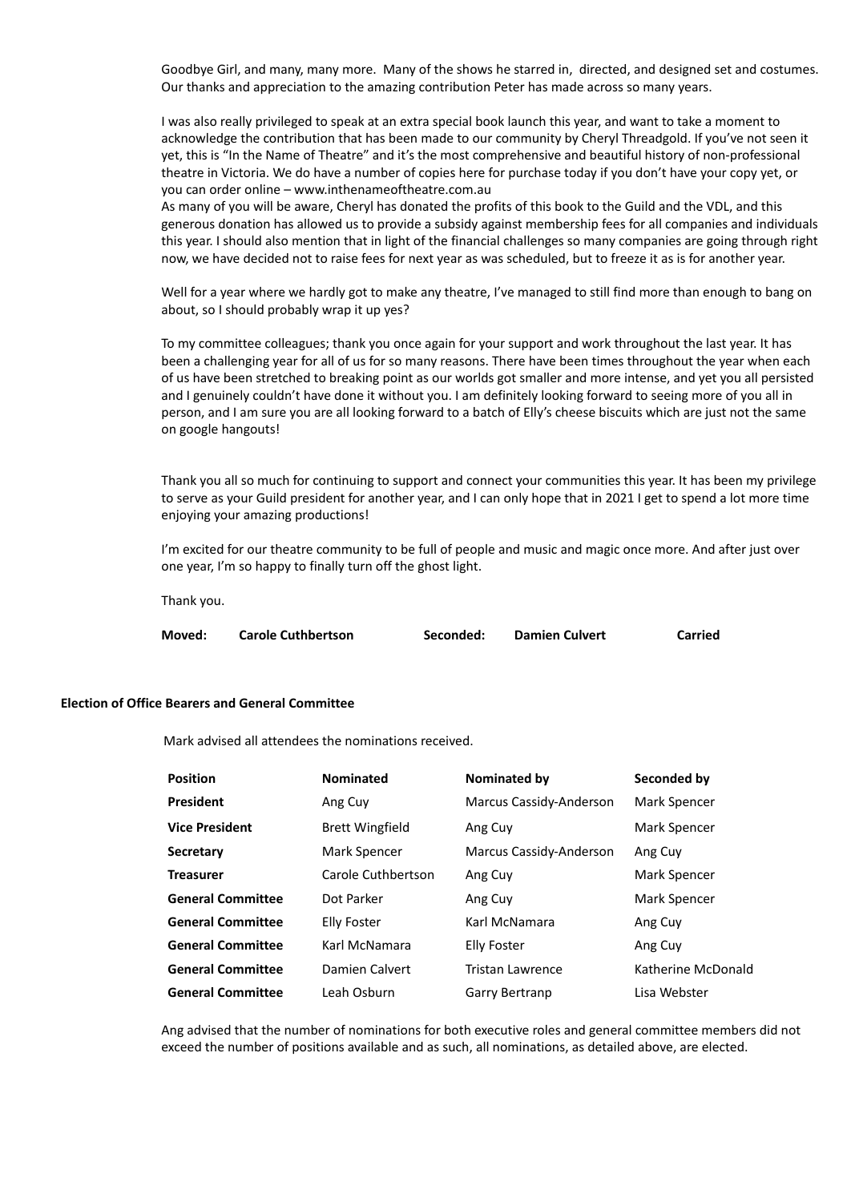Goodbye Girl, and many, many more. Many of the shows he starred in, directed, and designed set and costumes. Our thanks and appreciation to the amazing contribution Peter has made across so many years.

I was also really privileged to speak at an extra special book launch this year, and want to take a moment to acknowledge the contribution that has been made to our community by Cheryl Threadgold. If you've not seen it yet, this is "In the Name of Theatre" and it's the most comprehensive and beautiful history of non-professional theatre in Victoria. We do have a number of copies here for purchase today if you don't have your copy yet, or you can order online – www.inthenameoftheatre.com.au
As many of you will be aware, Cheryl has donated the profits of this book to the Guild and the VDL, and this generous donation has allowed us to provide a subsidy against membership fees for all companies and individuals this year. I should also mention that in light of the financial challenges so many companies are going through right now, we have decided not to raise fees for next year as was scheduled, but to freeze it as is for another year.

Well for a year where we hardly got to make any theatre, I've managed to still find more than enough to bang on about, so I should probably wrap it up yes?

To my committee colleagues; thank you once again for your support and work throughout the last year. It has been a challenging year for all of us for so many reasons. There have been times throughout the year when each of us have been stretched to breaking point as our worlds got smaller and more intense, and yet you all persisted and I genuinely couldn't have done it without you. I am definitely looking forward to seeing more of you all in person, and I am sure you are all looking forward to a batch of Elly's cheese biscuits which are just not the same on google hangouts!

Thank you all so much for continuing to support and connect your communities this year. It has been my privilege to serve as your Guild president for another year, and I can only hope that in 2021 I get to spend a lot more time enjoying your amazing productions!

I'm excited for our theatre community to be full of people and music and magic once more. And after just over one year, I'm so happy to finally turn off the ghost light.

Thank you.

**Moved:** **Carole Cuthbertson** **Seconded:** **Damien Culvert** **Carried**

**Election of Office Bearers and General Committee**

Mark advised all attendees the nominations received.

| Position | Nominated | Nominated by | Seconded by |
|---|---|---|---|
| **President** | Ang Cuy | Marcus Cassidy-Anderson | Mark Spencer |
| **Vice President** | Brett Wingfield | Ang Cuy | Mark Spencer |
| **Secretary** | Mark Spencer | Marcus Cassidy-Anderson | Ang Cuy |
| **Treasurer** | Carole Cuthbertson | Ang Cuy | Mark Spencer |
| **General Committee** | Dot Parker | Ang Cuy | Mark Spencer |
| **General Committee** | Elly Foster | Karl McNamara | Ang Cuy |
| **General Committee** | Karl McNamara | Elly Foster | Ang Cuy |
| **General Committee** | Damien Calvert | Tristan Lawrence | Katherine McDonald |
| **General Committee** | Leah Osburn | Garry Bertranp | Lisa Webster |

Ang advised that the number of nominations for both executive roles and general committee members did not exceed the number of positions available and as such, all nominations, as detailed above, are elected.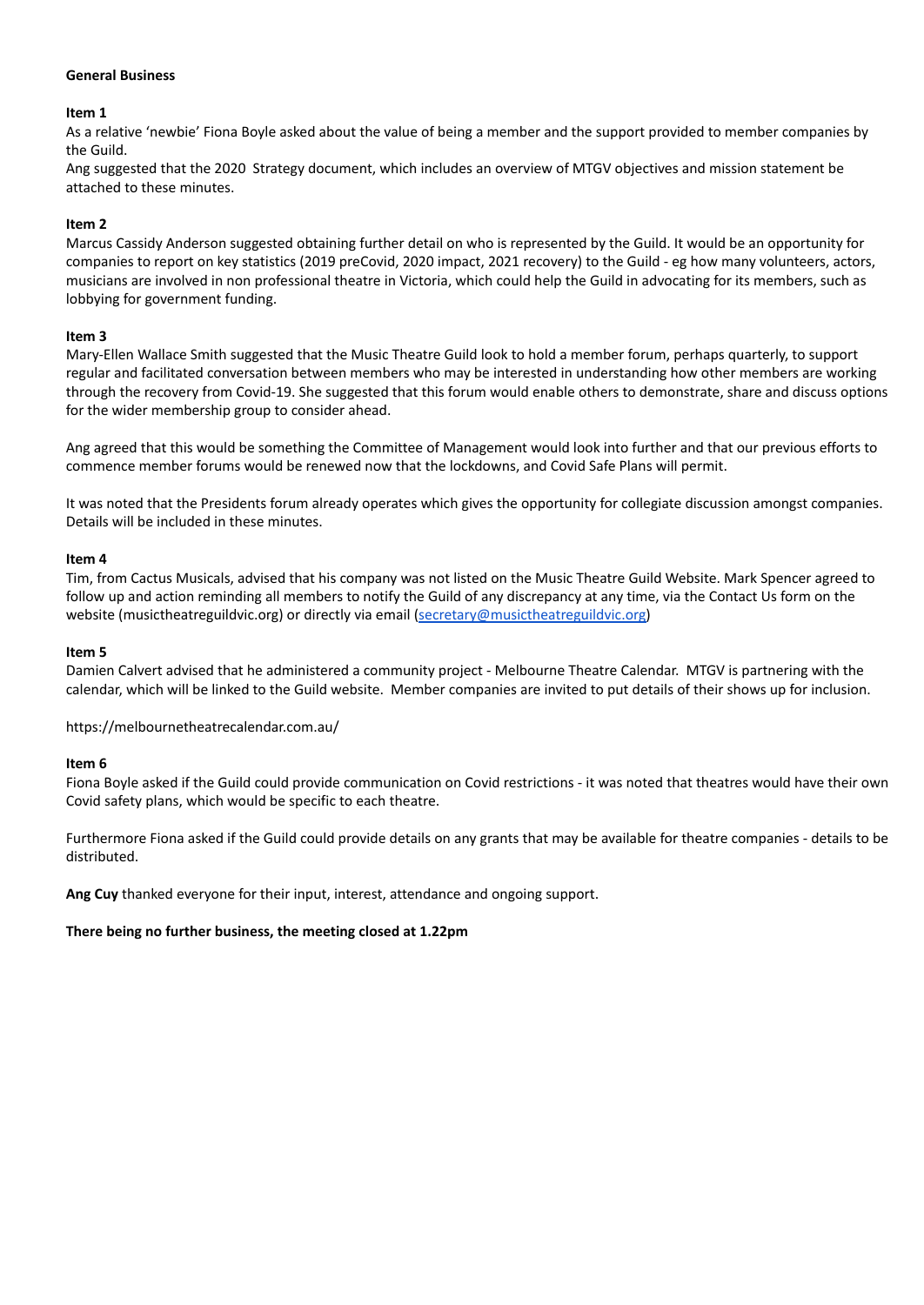**General Business**

**Item 1**

As a relative 'newbie' Fiona Boyle asked about the value of being a member and the support provided to member companies by the Guild.

Ang suggested that the 2020 Strategy document, which includes an overview of MTGV objectives and mission statement be attached to these minutes.

**Item 2**

Marcus Cassidy Anderson suggested obtaining further detail on who is represented by the Guild. It would be an opportunity for companies to report on key statistics (2019 preCovid, 2020 impact, 2021 recovery) to the Guild - eg how many volunteers, actors, musicians are involved in non professional theatre in Victoria, which could help the Guild in advocating for its members, such as lobbying for government funding.

**Item 3**

Mary-Ellen Wallace Smith suggested that the Music Theatre Guild look to hold a member forum, perhaps quarterly, to support regular and facilitated conversation between members who may be interested in understanding how other members are working through the recovery from Covid-19. She suggested that this forum would enable others to demonstrate, share and discuss options for the wider membership group to consider ahead.

Ang agreed that this would be something the Committee of Management would look into further and that our previous efforts to commence member forums would be renewed now that the lockdowns, and Covid Safe Plans will permit.

It was noted that the Presidents forum already operates which gives the opportunity for collegiate discussion amongst companies. Details will be included in these minutes.

**Item 4**

Tim, from Cactus Musicals, advised that his company was not listed on the Music Theatre Guild Website. Mark Spencer agreed to follow up and action reminding all members to notify the Guild of any discrepancy at any time, via the Contact Us form on the website (musictheatreguildvic.org) or directly via email (secretary@musictheatreguildvic.org)

**Item 5**

Damien Calvert advised that he administered a community project - Melbourne Theatre Calendar. MTGV is partnering with the calendar, which will be linked to the Guild website. Member companies are invited to put details of their shows up for inclusion.

https://melbournetheatrecalendar.com.au/

**Item 6**

Fiona Boyle asked if the Guild could provide communication on Covid restrictions - it was noted that theatres would have their own Covid safety plans, which would be specific to each theatre.

Furthermore Fiona asked if the Guild could provide details on any grants that may be available for theatre companies - details to be distributed.

**Ang Cuy** thanked everyone for their input, interest, attendance and ongoing support.

**There being no further business, the meeting closed at 1.22pm**